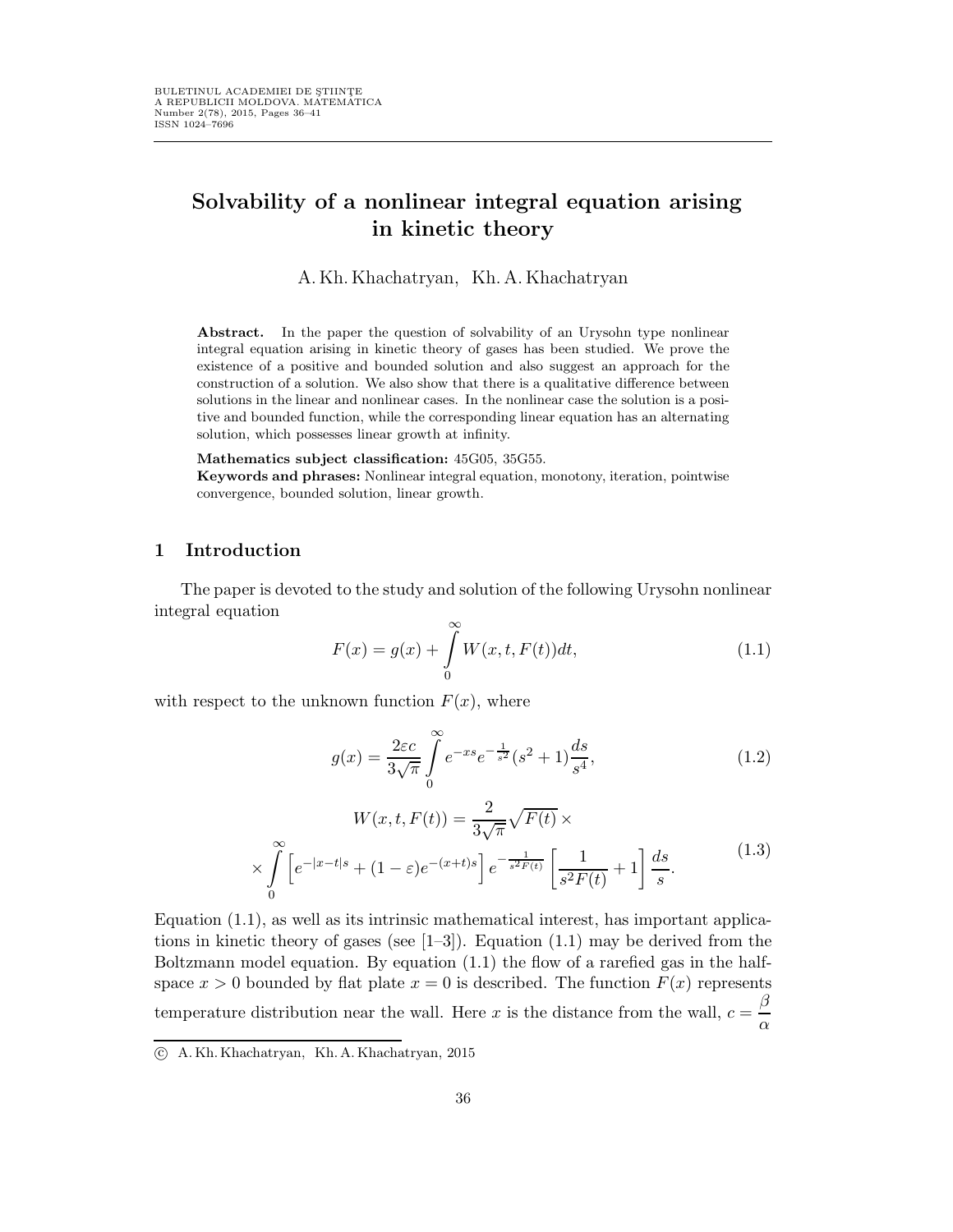# Solvability of a nonlinear integral equation arising in kinetic theory

A. Kh. Khachatryan, Kh. A. Khachatryan

**Abstract.** In the paper the question of solvability of an Urysohn type nonlinear integral equation arising in kinetic theory of gases has been studied. We prove the existence of a positive and bounded solution and also suggest an approach for the construction of a solution. We also show that there is a qualitative difference between solutions in the linear and nonlinear cases. In the nonlinear case the solution is a positive and bounded function, while the corresponding linear equation has an alternating solution, which possesses linear growth at infinity.

**Mathematics subject classification:** 45G05, 35G55.

**Keywords and phrases:** Nonlinear integral equation, monotony, iteration, pointwise convergence, bounded solution, linear growth.

## 1 Introduction

The paper is devoted to the study and solution of the following Urysohn nonlinear integral equation

$$F(x) = g(x) + \int_0^\infty W(x, t, F(t))dt, \tag{1.1}$$

with respect to the unknown function $F(x)$, where

$$g(x) = \frac{2\varepsilon c}{3\sqrt{\pi}} \int_0^\infty e^{-xs} e^{-\frac{1}{s^2}} (s^2 + 1) \frac{ds}{s^4}, \tag{1.2}$$

$$W(x, t, F(t)) = \frac{2}{3\sqrt{\pi}} \sqrt{F(t)} \times \\ \times \int_0^\infty \left[ e^{-|x-t|s} + (1-\varepsilon) e^{-(x+t)s} \right] e^{-\frac{1}{s^2 F(t)}} \left[ \frac{1}{s^2 F(t)} + 1 \right] \frac{ds}{s}. \tag{1.3}$$

Equation (1.1), as well as its intrinsic mathematical interest, has important applications in kinetic theory of gases (see [1–3]). Equation (1.1) may be derived from the Boltzmann model equation. By equation (1.1) the flow of a rarefied gas in the half-space $x > 0$ bounded by flat plate $x = 0$ is described. The function $F(x)$ represents temperature distribution near the wall. Here $x$ is the distance from the wall, $c = \frac{\beta}{\alpha}$

© A. Kh. Khachatryan, Kh. A. Khachatryan, 2015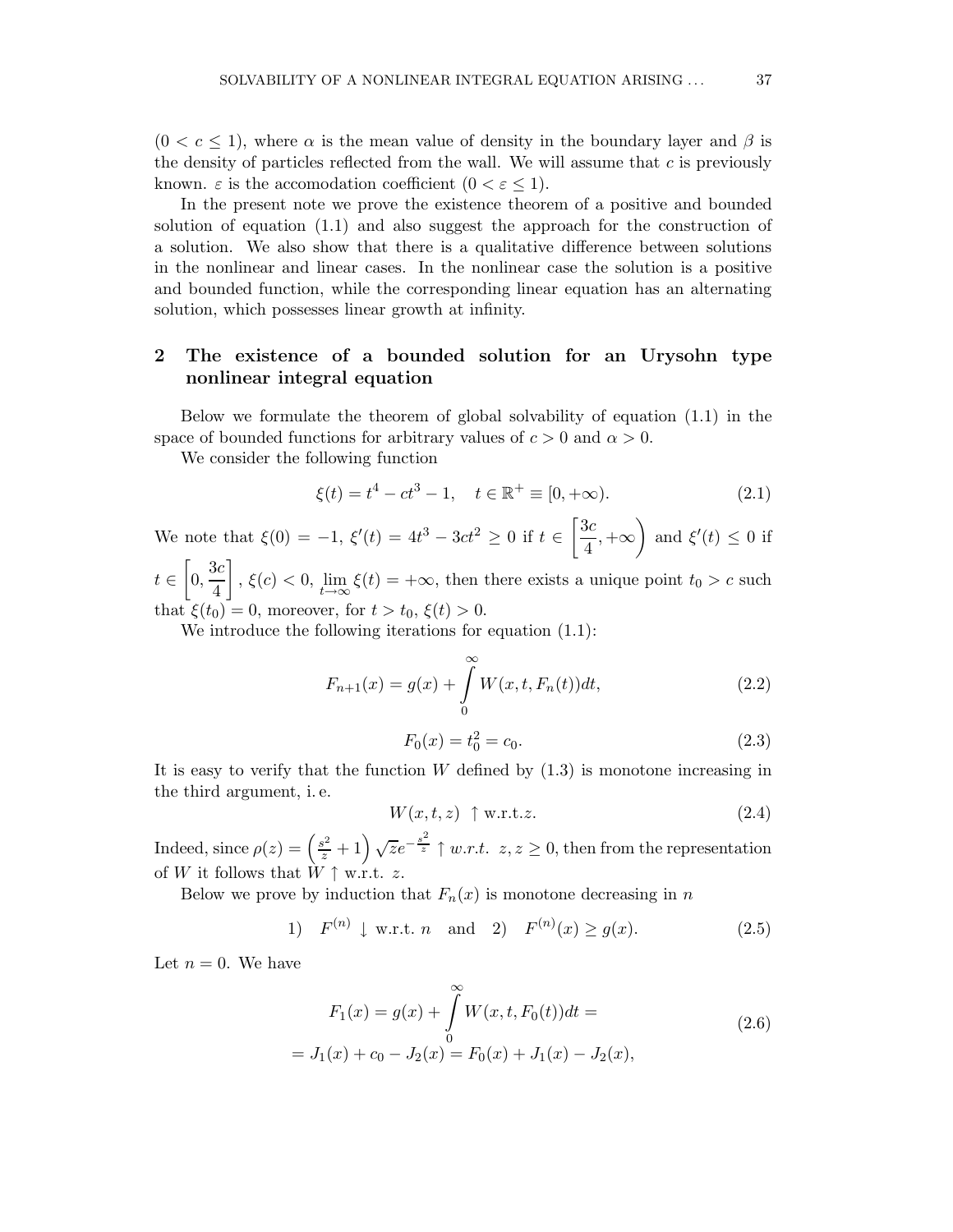($0 < c \leq 1$), where $\alpha$ is the mean value of density in the boundary layer and $\beta$ is the density of particles reflected from the wall. We will assume that $c$ is previously known. $\varepsilon$ is the accomodation coefficient ($0 < \varepsilon \leq 1$).

In the present note we prove the existence theorem of a positive and bounded solution of equation (1.1) and also suggest the approach for the construction of a solution. We also show that there is a qualitative difference between solutions in the nonlinear and linear cases. In the nonlinear case the solution is a positive and bounded function, while the corresponding linear equation has an alternating solution, which possesses linear growth at infinity.

## 2 The existence of a bounded solution for an Urysohn type nonlinear integral equation

Below we formulate the theorem of global solvability of equation (1.1) in the space of bounded functions for arbitrary values of $c > 0$ and $\alpha > 0$.

We consider the following function

$$\xi(t) = t^4 - ct^3 - 1, \quad t \in \mathbb{R}^+ \equiv [0, +\infty). \tag{2.1}$$

We note that $\xi(0) = -1$, $\xi'(t) = 4t^3 - 3ct^2 \geq 0$ if $t \in \left[\frac{3c}{4}, +\infty\right)$ and $\xi'(t) \leq 0$ if $t \in \left[0, \frac{3c}{4}\right]$, $\xi(c) < 0$, $\lim\limits_{t \to \infty} \xi(t) = +\infty$, then there exists a unique point $t_0 > c$ such that $\xi(t_0) = 0$, moreover, for $t > t_0$, $\xi(t) > 0$.

We introduce the following iterations for equation (1.1):

$$F_{n+1}(x) = g(x) + \int\limits_0^\infty W(x, t, F_n(t))dt, \tag{2.2}$$

$$F_0(x) = t_0^2 = c_0. \tag{2.3}$$

It is easy to verify that the function $W$ defined by (1.3) is monotone increasing in the third argument, i. e.

$$W(x, t, z) \ \uparrow \text{w.r.t.} z. \tag{2.4}$$

Indeed, since $\rho(z) = \left(\frac{s^2}{z} + 1\right)\sqrt{z}e^{-\frac{s^2}{z}} \uparrow$ *w.r.t.* $z, z \geq 0$, then from the representation of $W$ it follows that $W \uparrow$ w.r.t. $z$.

Below we prove by induction that $F_n(x)$ is monotone decreasing in $n$

$$1) \quad F^{(n)} \downarrow \text{ w.r.t. } n \quad \text{and} \quad 2) \quad F^{(n)}(x) \geq g(x). \tag{2.5}$$

Let $n = 0$. We have

$$\begin{aligned} F_1(x) &= g(x) + \int\limits_0^\infty W(x, t, F_0(t))dt = \\ &= J_1(x) + c_0 - J_2(x) = F_0(x) + J_1(x) - J_2(x), \end{aligned} \tag{2.6}$$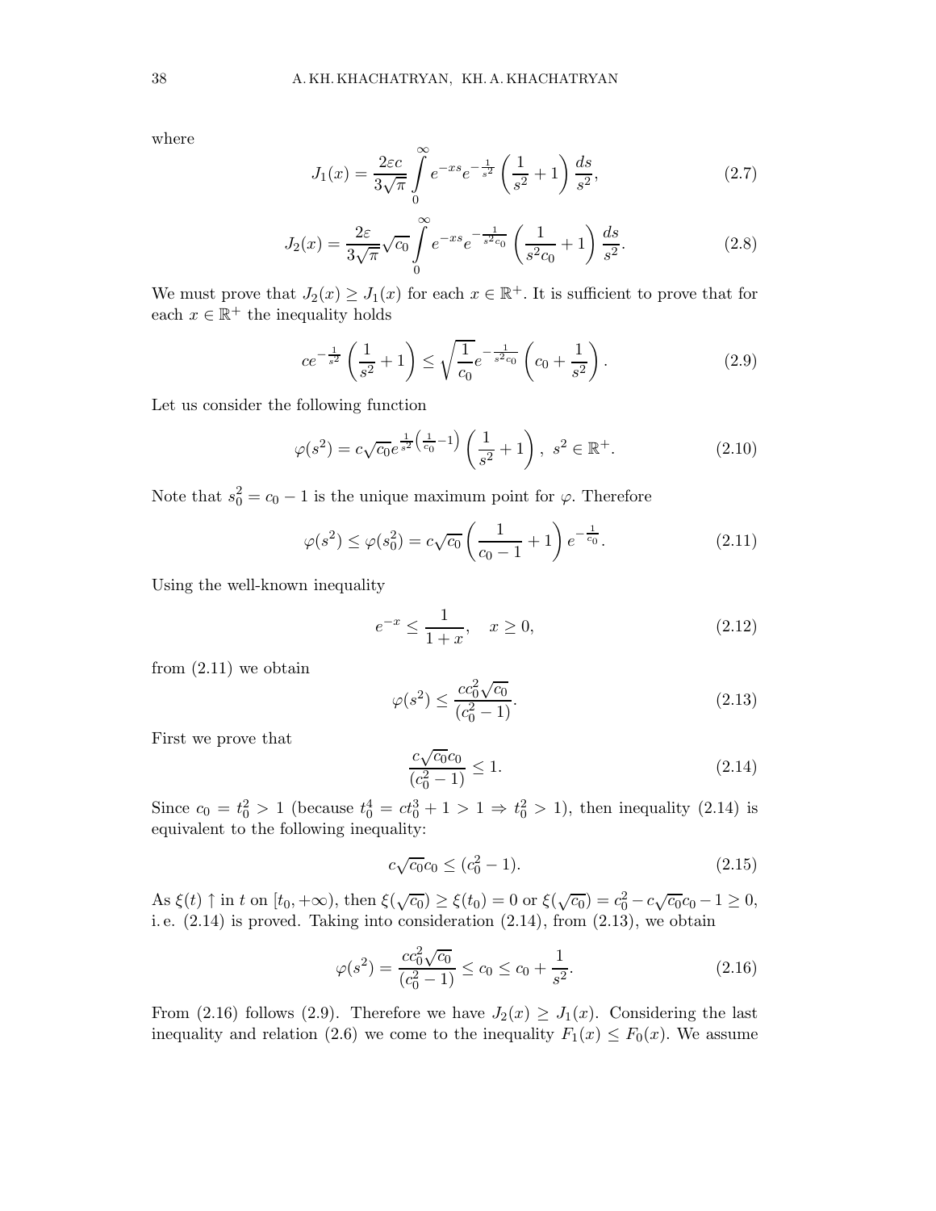where

$$J_1(x) = \frac{2\varepsilon c}{3\sqrt{\pi}} \int\limits_0^\infty e^{-xs} e^{-\frac{1}{s^2}} \left(\frac{1}{s^2} + 1\right) \frac{ds}{s^2}, \tag{2.7}$$

$$J_2(x) = \frac{2\varepsilon}{3\sqrt{\pi}} \sqrt{c_0} \int\limits_0^\infty e^{-xs} e^{-\frac{1}{s^2 c_0}} \left(\frac{1}{s^2 c_0} + 1\right) \frac{ds}{s^2}. \tag{2.8}$$

We must prove that $J_2(x) \geq J_1(x)$ for each $x \in \mathbb{R}^+$. It is sufficient to prove that for each $x \in \mathbb{R}^+$ the inequality holds

$$c e^{-\frac{1}{s^2}} \left(\frac{1}{s^2} + 1\right) \leq \sqrt{\frac{1}{c_0}} e^{-\frac{1}{s^2 c_0}} \left(c_0 + \frac{1}{s^2}\right). \tag{2.9}$$

Let us consider the following function

$$\varphi(s^2) = c\sqrt{c_0} e^{\frac{1}{s^2}\left(\frac{1}{c_0} - 1\right)} \left(\frac{1}{s^2} + 1\right), \ s^2 \in \mathbb{R}^+. \tag{2.10}$$

Note that $s_0^2 = c_0 - 1$ is the unique maximum point for $\varphi$. Therefore

$$\varphi(s^2) \leq \varphi(s_0^2) = c\sqrt{c_0} \left(\frac{1}{c_0 - 1} + 1\right) e^{-\frac{1}{c_0}}. \tag{2.11}$$

Using the well-known inequality

$$e^{-x} \leq \frac{1}{1+x}, \quad x \geq 0, \tag{2.12}$$

from (2.11) we obtain

$$\varphi(s^2) \leq \frac{c c_0^2 \sqrt{c_0}}{(c_0^2 - 1)}. \tag{2.13}$$

First we prove that

$$\frac{c\sqrt{c_0} c_0}{(c_0^2 - 1)} \leq 1. \tag{2.14}$$

Since $c_0 = t_0^2 > 1$ (because $t_0^4 = c t_0^3 + 1 > 1 \Rightarrow t_0^2 > 1$), then inequality (2.14) is equivalent to the following inequality:

$$c\sqrt{c_0} c_0 \leq (c_0^2 - 1). \tag{2.15}$$

As $\xi(t) \uparrow$ in $t$ on $[t_0, +\infty)$, then $\xi(\sqrt{c_0}) \geq \xi(t_0) = 0$ or $\xi(\sqrt{c_0}) = c_0^2 - c\sqrt{c_0} c_0 - 1 \geq 0$, i. e. (2.14) is proved. Taking into consideration (2.14), from (2.13), we obtain

$$\varphi(s^2) = \frac{c c_0^2 \sqrt{c_0}}{(c_0^2 - 1)} \leq c_0 \leq c_0 + \frac{1}{s^2}. \tag{2.16}$$

From (2.16) follows (2.9). Therefore we have $J_2(x) \geq J_1(x)$. Considering the last inequality and relation (2.6) we come to the inequality $F_1(x) \leq F_0(x)$. We assume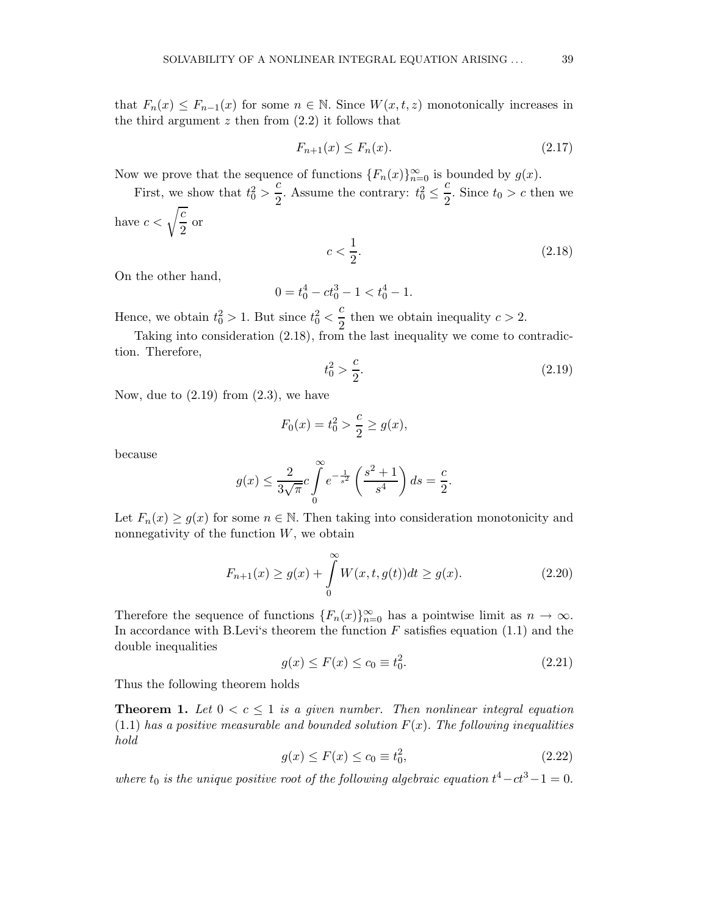that $F_n(x) \leq F_{n-1}(x)$ for some $n \in \mathbb{N}$. Since $W(x,t,z)$ monotonically increases in the third argument $z$ then from (2.2) it follows that

$$F_{n+1}(x) \leq F_n(x). \tag{2.17}$$

Now we prove that the sequence of functions $\{F_n(x)\}_{n=0}^{\infty}$ is bounded by $g(x)$.

First, we show that $t_0^2 > \dfrac{c}{2}$. Assume the contrary: $t_0^2 \leq \dfrac{c}{2}$. Since $t_0 > c$ then we have $c < \sqrt{\dfrac{c}{2}}$ or

$$c < \frac{1}{2}. \tag{2.18}$$

On the other hand,

$$0 = t_0^4 - ct_0^3 - 1 < t_0^4 - 1.$$

Hence, we obtain $t_0^2 > 1$. But since $t_0^2 < \dfrac{c}{2}$ then we obtain inequality $c > 2$.

Taking into consideration (2.18), from the last inequality we come to contradiction. Therefore,

$$t_0^2 > \frac{c}{2}. \tag{2.19}$$

Now, due to (2.19) from (2.3), we have

$$F_0(x) = t_0^2 > \frac{c}{2} \geq g(x),$$

because

$$g(x) \leq \frac{2}{3\sqrt{\pi}} c \int_0^{\infty} e^{-\frac{1}{s^2}} \left(\frac{s^2+1}{s^4}\right) ds = \frac{c}{2}.$$

Let $F_n(x) \geq g(x)$ for some $n \in \mathbb{N}$. Then taking into consideration monotonicity and nonnegativity of the function $W$, we obtain

$$F_{n+1}(x) \geq g(x) + \int_0^{\infty} W(x,t,g(t))dt \geq g(x). \tag{2.20}$$

Therefore the sequence of functions $\{F_n(x)\}_{n=0}^{\infty}$ has a pointwise limit as $n \to \infty$. In accordance with B.Levi's theorem the function $F$ satisfies equation (1.1) and the double inequalities

$$g(x) \leq F(x) \leq c_0 \equiv t_0^2. \tag{2.21}$$

Thus the following theorem holds

**Theorem 1.** *Let $0 < c \leq 1$ is a given number. Then nonlinear integral equation (1.1) has a positive measurable and bounded solution $F(x)$. The following inequalities hold*

$$g(x) \leq F(x) \leq c_0 \equiv t_0^2, \tag{2.22}$$

*where $t_0$ is the unique positive root of the following algebraic equation $t^4 - ct^3 - 1 = 0$.*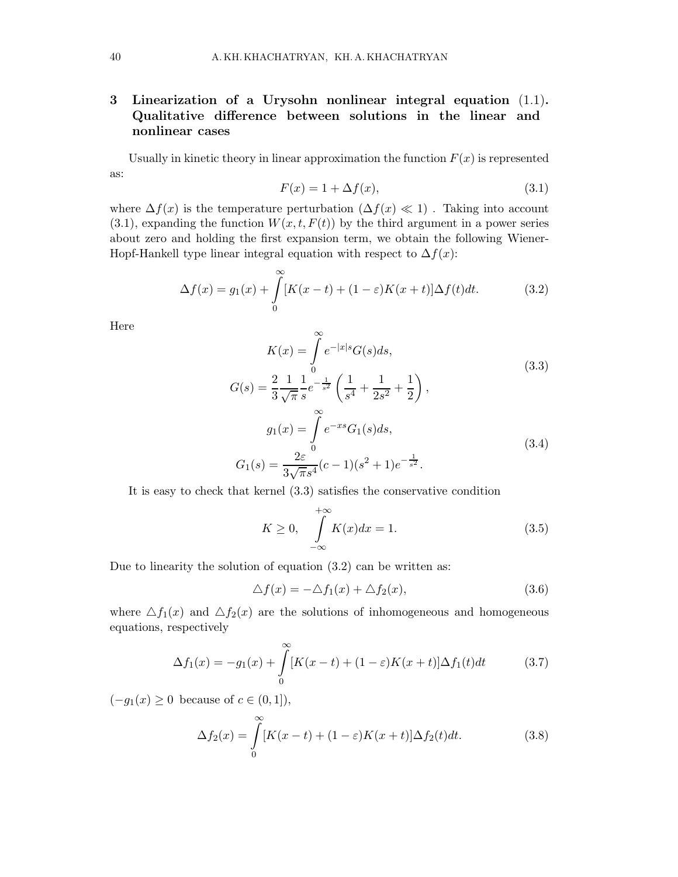## 3 Linearization of a Urysohn nonlinear integral equation (1.1). Qualitative difference between solutions in the linear and nonlinear cases

Usually in kinetic theory in linear approximation the function $F(x)$ is represented as:

$$F(x) = 1 + \Delta f(x), \tag{3.1}$$

where $\Delta f(x)$ is the temperature perturbation ($\Delta f(x) \ll 1$) . Taking into account (3.1), expanding the function $W(x, t, F(t))$ by the third argument in a power series about zero and holding the first expansion term, we obtain the following Wiener-Hopf-Hankell type linear integral equation with respect to $\Delta f(x)$:

$$\Delta f(x) = g_1(x) + \int_0^\infty [K(x-t) + (1-\varepsilon)K(x+t)]\Delta f(t)dt. \tag{3.2}$$

Here

$$\begin{gathered} K(x) = \int_0^\infty e^{-|x|s} G(s)ds, \\ G(s) = \frac{2}{3}\frac{1}{\sqrt{\pi}}\frac{1}{s}e^{-\frac{1}{s^2}}\left(\frac{1}{s^4} + \frac{1}{2s^2} + \frac{1}{2}\right), \end{gathered} \tag{3.3}$$

$$\begin{gathered} g_1(x) = \int_0^\infty e^{-xs} G_1(s)ds, \\ G_1(s) = \frac{2\varepsilon}{3\sqrt{\pi}s^4}(c-1)(s^2+1)e^{-\frac{1}{s^2}}. \end{gathered} \tag{3.4}$$

It is easy to check that kernel (3.3) satisfies the conservative condition

$$K \geq 0, \quad \int_{-\infty}^{+\infty} K(x)dx = 1. \tag{3.5}$$

Due to linearity the solution of equation (3.2) can be written as:

$$\triangle f(x) = -\triangle f_1(x) + \triangle f_2(x), \tag{3.6}$$

where $\triangle f_1(x)$ and $\triangle f_2(x)$ are the solutions of inhomogeneous and homogeneous equations, respectively

$$\Delta f_1(x) = -g_1(x) + \int_0^\infty [K(x-t) + (1-\varepsilon)K(x+t)]\Delta f_1(t)dt \tag{3.7}$$

($-g_1(x) \geq 0$ because of $c \in (0, 1]$),

$$\Delta f_2(x) = \int_0^\infty [K(x-t) + (1-\varepsilon)K(x+t)]\Delta f_2(t)dt. \tag{3.8}$$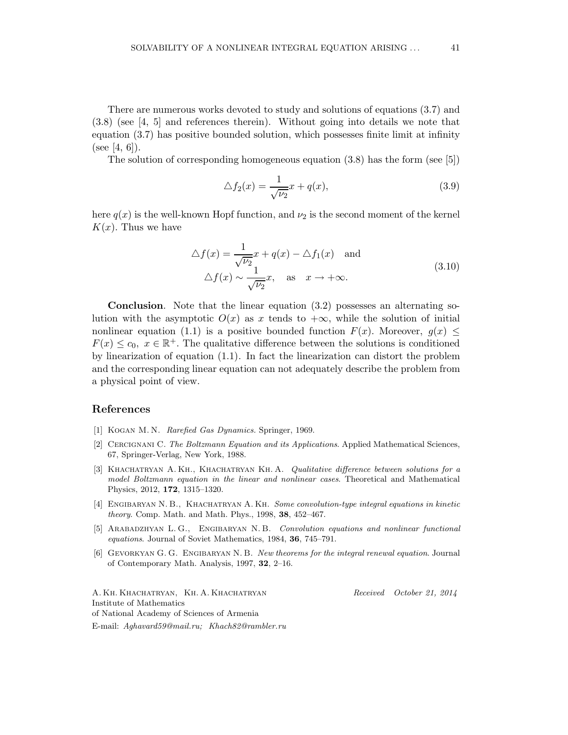There are numerous works devoted to study and solutions of equations (3.7) and (3.8) (see [4, 5] and references therein). Without going into details we note that equation (3.7) has positive bounded solution, which possesses finite limit at infinity (see [4, 6]).

The solution of corresponding homogeneous equation (3.8) has the form (see [5])

$$\triangle f_2(x) = \frac{1}{\sqrt{\nu_2}}x + q(x), \tag{3.9}$$

here $q(x)$ is the well-known Hopf function, and $\nu_2$ is the second moment of the kernel $K(x)$. Thus we have

$$\begin{aligned} \triangle f(x) &= \frac{1}{\sqrt{\nu_2}}x + q(x) - \triangle f_1(x) \quad \text{and} \\ \triangle f(x) &\sim \frac{1}{\sqrt{\nu_2}}x, \quad \text{as} \quad x \to +\infty. \end{aligned} \tag{3.10}$$

**Conclusion**. Note that the linear equation (3.2) possesses an alternating solution with the asymptotic $O(x)$ as $x$ tends to $+\infty$, while the solution of initial nonlinear equation (1.1) is a positive bounded function $F(x)$. Moreover, $g(x) \leq F(x) \leq c_0,\ x \in \mathbb{R}^+$. The qualitative difference between the solutions is conditioned by linearization of equation (1.1). In fact the linearization can distort the problem and the corresponding linear equation can not adequately describe the problem from a physical point of view.

## References

[1] Kogan M. N. *Rarefied Gas Dynamics.* Springer, 1969.

[2] Cercignani C. *The Boltzmann Equation and its Applications*. Applied Mathematical Sciences, 67, Springer-Verlag, New York, 1988.

[3] Khachatryan A. Kh., Khachatryan Kh. A. *Qualitative difference between solutions for a model Boltzmann equation in the linear and nonlinear cases*. Theoretical and Mathematical Physics, 2012, **172**, 1315–1320.

[4] Engibaryan N. B., Khachatryan A. Kh. *Some convolution-type integral equations in kinetic theory*. Comp. Math. and Math. Phys., 1998, **38**, 452–467.

[5] Arabadzhyan L. G., Engibaryan N. B. *Convolution equations and nonlinear functional equations*. Journal of Soviet Mathematics, 1984, **36**, 745–791.

[6] Gevorkyan G. G. Engibaryan N. B. *New theorems for the integral renewal equation*. Journal of Contemporary Math. Analysis, 1997, **32**, 2–16.

A. Kh. Khachatryan, Kh. A. Khachatryan
Institute of Mathematics
of National Academy of Sciences of Armenia
E-mail: *Aghavard59@mail.ru; Khach82@rambler.ru*

*Received October 21, 2014*